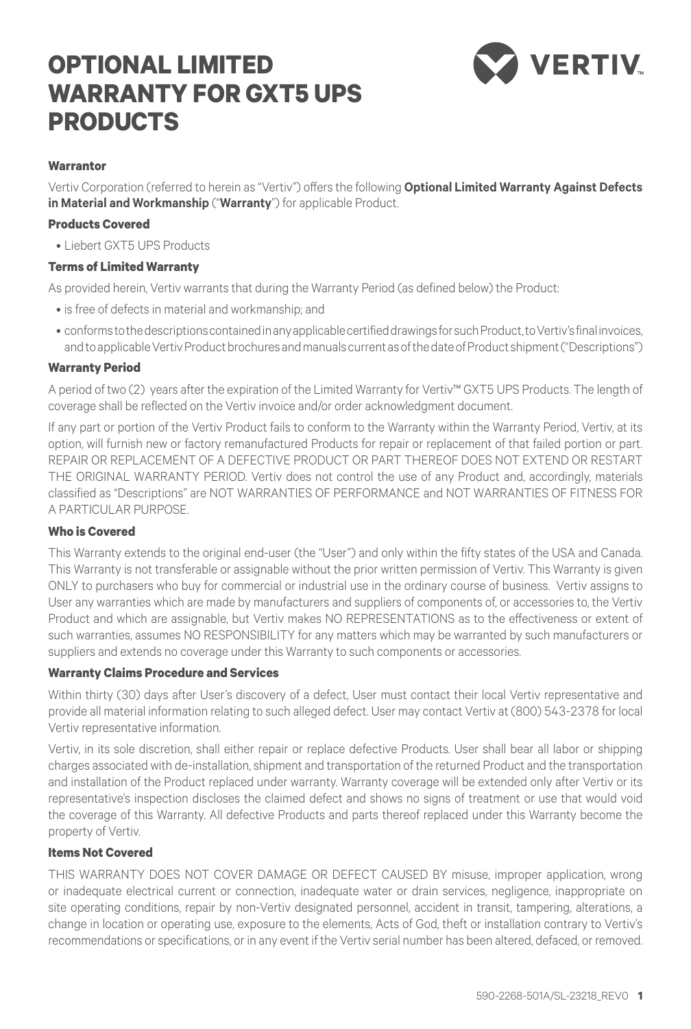# OPTIONAL LIMITED WARRANTY FOR GXT5 UPS PRODUCTS

VERTIV

### Warrantor

Vertiv Corporation (referred to herein as "Vertiv") offers the following **Optional Limited Warranty Against Defects in Material and Workmanship** ("**Warranty**") for applicable Product.

### Products Covered

- Liebert GXT5 UPS Products

### Terms of Limited Warranty

As provided herein, Vertiv warrants that during the Warranty Period (as defined below) the Product:

- is free of defects in material and workmanship; and
- conforms to the descriptions contained in any applicable certified drawings for such Product, to Vertiv's final invoices, and to applicable Vertiv Product brochures and manuals current as of the date of Product shipment ("Descriptions")

### Warranty Period

A period of two (2) years after the expiration of the Limited Warranty for Vertiv™ GXT5 UPS Products. The length of coverage shall be reflected on the Vertiv invoice and/or order acknowledgment document.

If any part or portion of the Vertiv Product fails to conform to the Warranty within the Warranty Period, Vertiv, at its option, will furnish new or factory remanufactured Products for repair or replacement of that failed portion or part. REPAIR OR REPLACEMENT OF A DEFECTIVE PRODUCT OR PART THEREOF DOES NOT EXTEND OR RESTART THE ORIGINAL WARRANTY PERIOD. Vertiv does not control the use of any Product and, accordingly, materials classified as "Descriptions" are NOT WARRANTIES OF PERFORMANCE and NOT WARRANTIES OF FITNESS FOR A PARTICULAR PURPOSE.

### Who is Covered

This Warranty extends to the original end-user (the "User") and only within the fifty states of the USA and Canada. This Warranty is not transferable or assignable without the prior written permission of Vertiv. This Warranty is given ONLY to purchasers who buy for commercial or industrial use in the ordinary course of business. Vertiv assigns to User any warranties which are made by manufacturers and suppliers of components of, or accessories to, the Vertiv Product and which are assignable, but Vertiv makes NO REPRESENTATIONS as to the effectiveness or extent of such warranties, assumes NO RESPONSIBILITY for any matters which may be warranted by such manufacturers or suppliers and extends no coverage under this Warranty to such components or accessories.

### Warranty Claims Procedure and Services

Within thirty (30) days after User's discovery of a defect, User must contact their local Vertiv representative and provide all material information relating to such alleged defect. User may contact Vertiv at (800) 543-2378 for local Vertiv representative information.

Vertiv, in its sole discretion, shall either repair or replace defective Products. User shall bear all labor or shipping charges associated with de-installation, shipment and transportation of the returned Product and the transportation and installation of the Product replaced under warranty. Warranty coverage will be extended only after Vertiv or its representative's inspection discloses the claimed defect and shows no signs of treatment or use that would void the coverage of this Warranty. All defective Products and parts thereof replaced under this Warranty become the property of Vertiv.

### Items Not Covered

THIS WARRANTY DOES NOT COVER DAMAGE OR DEFECT CAUSED BY misuse, improper application, wrong or inadequate electrical current or connection, inadequate water or drain services, negligence, inappropriate on site operating conditions, repair by non-Vertiv designated personnel, accident in transit, tampering, alterations, a change in location or operating use, exposure to the elements, Acts of God, theft or installation contrary to Vertiv's recommendations or specifications, or in any event if the Vertiv serial number has been altered, defaced, or removed.

590-2268-501A/SL-23218_REV0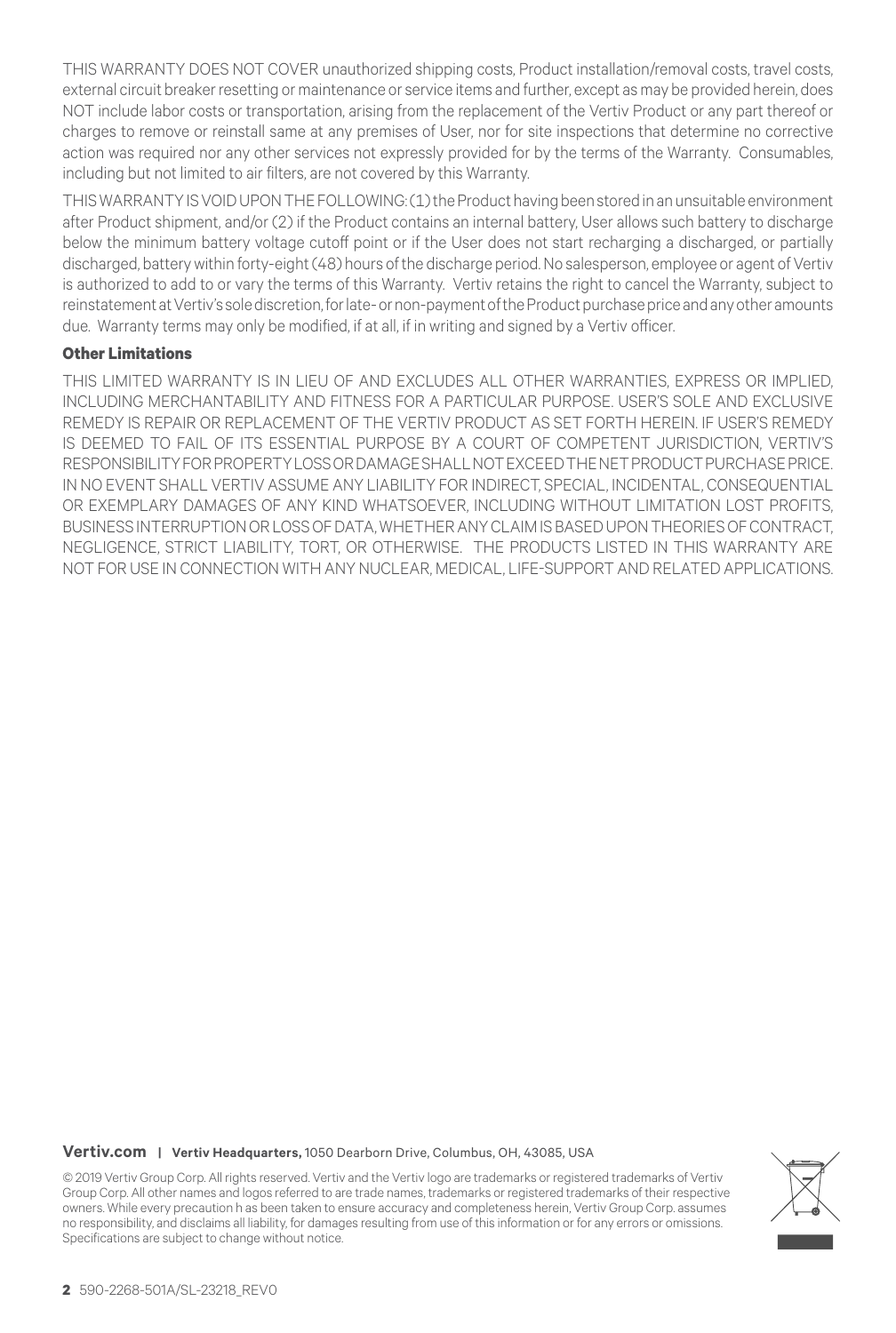THIS WARRANTY DOES NOT COVER unauthorized shipping costs, Product installation/removal costs, travel costs, external circuit breaker resetting or maintenance or service items and further, except as may be provided herein, does NOT include labor costs or transportation, arising from the replacement of the Vertiv Product or any part thereof or charges to remove or reinstall same at any premises of User, nor for site inspections that determine no corrective action was required nor any other services not expressly provided for by the terms of the Warranty. Consumables, including but not limited to air filters, are not covered by this Warranty.

THIS WARRANTY IS VOID UPON THE FOLLOWING: (1) the Product having been stored in an unsuitable environment after Product shipment, and/or (2) if the Product contains an internal battery, User allows such battery to discharge below the minimum battery voltage cutoff point or if the User does not start recharging a discharged, or partially discharged, battery within forty-eight (48) hours of the discharge period. No salesperson, employee or agent of Vertiv is authorized to add to or vary the terms of this Warranty. Vertiv retains the right to cancel the Warranty, subject to reinstatement at Vertiv's sole discretion, for late- or non-payment of the Product purchase price and any other amounts due. Warranty terms may only be modified, if at all, if in writing and signed by a Vertiv officer.

**Other Limitations**

THIS LIMITED WARRANTY IS IN LIEU OF AND EXCLUDES ALL OTHER WARRANTIES, EXPRESS OR IMPLIED, INCLUDING MERCHANTABILITY AND FITNESS FOR A PARTICULAR PURPOSE. USER'S SOLE AND EXCLUSIVE REMEDY IS REPAIR OR REPLACEMENT OF THE VERTIV PRODUCT AS SET FORTH HEREIN. IF USER'S REMEDY IS DEEMED TO FAIL OF ITS ESSENTIAL PURPOSE BY A COURT OF COMPETENT JURISDICTION, VERTIV'S RESPONSIBILITY FOR PROPERTY LOSS OR DAMAGE SHALL NOT EXCEED THE NET PRODUCT PURCHASE PRICE. IN NO EVENT SHALL VERTIV ASSUME ANY LIABILITY FOR INDIRECT, SPECIAL, INCIDENTAL, CONSEQUENTIAL OR EXEMPLARY DAMAGES OF ANY KIND WHATSOEVER, INCLUDING WITHOUT LIMITATION LOST PROFITS, BUSINESS INTERRUPTION OR LOSS OF DATA, WHETHER ANY CLAIM IS BASED UPON THEORIES OF CONTRACT, NEGLIGENCE, STRICT LIABILITY, TORT, OR OTHERWISE. THE PRODUCTS LISTED IN THIS WARRANTY ARE NOT FOR USE IN CONNECTION WITH ANY NUCLEAR, MEDICAL, LIFE-SUPPORT AND RELATED APPLICATIONS.

**Vertiv.com** | **Vertiv Headquarters,** 1050 Dearborn Drive, Columbus, OH, 43085, USA

© 2019 Vertiv Group Corp. All rights reserved. Vertiv and the Vertiv logo are trademarks or registered trademarks of Vertiv Group Corp. All other names and logos referred to are trade names, trademarks or registered trademarks of their respective owners. While every precaution h as been taken to ensure accuracy and completeness herein, Vertiv Group Corp. assumes no responsibility, and disclaims all liability, for damages resulting from use of this information or for any errors or omissions. Specifications are subject to change without notice.

590-2268-501A/SL-23218_REV0